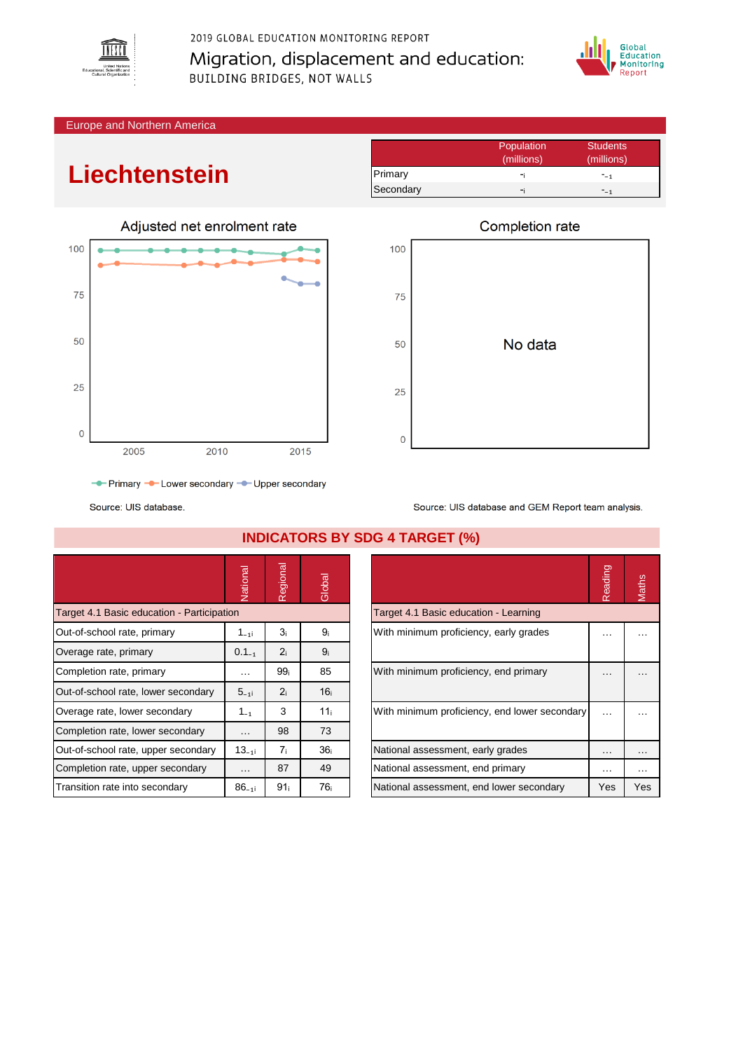2019 GLOBAL EDUCATION MONITORING REPORT

Migration, displacement and education:

BUILDING BRIDGES, NOT WALLS

Europe and Northern America

# Liechtenstein

| | Population (millions) | Students (millions) |
|---|---|---|
| Primary | -i | -$_{-1}$ |
| Secondary | -i | -$_{-1}$ |

## Adjusted net enrolment rate

Primary, Lower secondary, Upper secondary

Source: UIS database.

## Completion rate

No data

Source: UIS database and GEM Report team analysis.

## INDICATORS BY SDG 4 TARGET (%)

| | National | Regional | Global |
|---|---|---|---|
| **Target 4.1 Basic education - Participation** | | | |
| Out-of-school rate, primary | $1_{-1i}$ | $3_i$ | $9_i$ |
| Overage rate, primary | $0.1_{-1}$ | $2_i$ | $9_i$ |
| Completion rate, primary | … | $99_i$ | 85 |
| Out-of-school rate, lower secondary | $5_{-1i}$ | $2_i$ | $16_i$ |
| Overage rate, lower secondary | $1_{-1}$ | 3 | $11_i$ |
| Completion rate, lower secondary | … | 98 | 73 |
| Out-of-school rate, upper secondary | $13_{-1i}$ | $7_i$ | $36_i$ |
| Completion rate, upper secondary | … | 87 | 49 |
| Transition rate into secondary | $86_{-1i}$ | $91_i$ | $76_i$ |

| | Reading | Maths |
|---|---|---|
| **Target 4.1 Basic education - Learning** | | |
| With minimum proficiency, early grades | … | … |
| With minimum proficiency, end primary | … | … |
| With minimum proficiency, end lower secondary | … | … |
| National assessment, early grades | … | … |
| National assessment, end primary | … | … |
| National assessment, end lower secondary | Yes | Yes |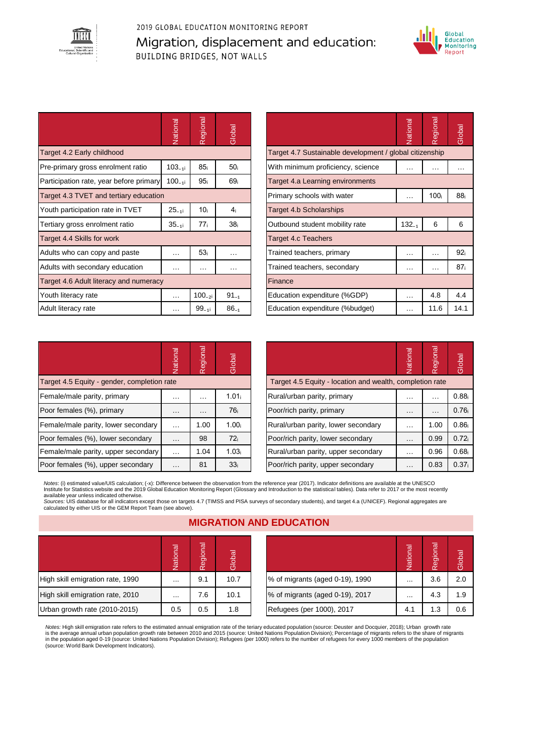| | National | Regional | Global |
|---|---|---|---|
| Target 4.2 Early childhood | | | |
| Pre-primary gross enrolment ratio | $103_{-1i}$ | $85_{i}$ | $50_{i}$ |
| Participation rate, year before primary | $100_{-1i}$ | $95_{i}$ | $69_{i}$ |
| Target 4.3 TVET and tertiary education | | | |
| Youth participation rate in TVET | $25_{-1i}$ | $10_{i}$ | $4_{i}$ |
| Tertiary gross enrolment ratio | $35_{-1i}$ | $77_{i}$ | $38_{i}$ |
| Target 4.4 Skills for work | | | |
| Adults who can copy and paste | … | $53_{i}$ | … |
| Adults with secondary education | … | … | … |
| Target 4.6 Adult literacy and numeracy | | | |
| Youth literacy rate | … | $100_{-2i}$ | $91_{-1}$ |
| Adult literacy rate | … | $99_{-1i}$ | $86_{-1}$ |

| | National | Regional | Global |
|---|---|---|---|
| Target 4.7 Sustainable development / global citizenship | | | |
| With minimum proficiency, science | … | … | … |
| Target 4.a Learning environments | | | |
| Primary schools with water | … | $100_{i}$ | $88_{i}$ |
| Target 4.b Scholarships | | | |
| Outbound student mobility rate | $132_{-1}$ | 6 | 6 |
| Target 4.c Teachers | | | |
| Trained teachers, primary | … | … | $92_{i}$ |
| Trained teachers, secondary | … | … | $87_{i}$ |
| Finance | | | |
| Education expenditure (%GDP) | … | 4.8 | 4.4 |
| Education expenditure (%budget) | … | 11.6 | 14.1 |

| | National | Regional | Global |
|---|---|---|---|
| Target 4.5 Equity - gender, completion rate | | | |
| Female/male parity, primary | … | … | $1.01_{i}$ |
| Poor females (%), primary | … | … | $76_{i}$ |
| Female/male parity, lower secondary | … | 1.00 | $1.00_{i}$ |
| Poor females (%), lower secondary | … | 98 | $72_{i}$ |
| Female/male parity, upper secondary | … | 1.04 | $1.03_{i}$ |
| Poor females (%), upper secondary | … | 81 | $33_{i}$ |

| | National | Regional | Global |
|---|---|---|---|
| Target 4.5 Equity - location and wealth, completion rate | | | |
| Rural/urban parity, primary | … | … | $0.88_{i}$ |
| Poor/rich parity, primary | … | … | $0.76_{i}$ |
| Rural/urban parity, lower secondary | … | 1.00 | $0.86_{i}$ |
| Poor/rich parity, lower secondary | … | 0.99 | $0.72_{i}$ |
| Rural/urban parity, upper secondary | … | 0.96 | $0.68_{i}$ |
| Poor/rich parity, upper secondary | … | 0.83 | $0.37_{i}$ |

*Notes*: (i) estimated value/UIS calculation; (-x): Difference between the observation from the reference year (2017). Indicator definitions are available at the UNESCO Institute for Statistics website and the 2019 Global Education Monitoring Report (Glossary and Introduction to the statistical tables). Data refer to 2017 or the most recently available year unless indicated otherwise.
*Sources*: UIS database for all indicators except those on targets 4.7 (TIMSS and PISA surveys of secondary students), and target 4.a (UNICEF). Regional aggregates are calculated by either UIS or the GEM Report Team (see above).

## MIGRATION AND EDUCATION

| | National | Regional | Global |
|---|---|---|---|
| High skill emigration rate, 1990 | … | 9.1 | 10.7 |
| High skill emigration rate, 2010 | … | 7.6 | 10.1 |
| Urban growth rate (2010-2015) | 0.5 | 0.5 | 1.8 |

| | National | Regional | Global |
|---|---|---|---|
| % of migrants (aged 0-19), 1990 | … | 3.6 | 2.0 |
| % of migrants (aged 0-19), 2017 | … | 4.3 | 1.9 |
| Refugees (per 1000), 2017 | 4.1 | 1.3 | 0.6 |

*Notes:* High skill emigration rate refers to the estimated annual emigration rate of the teriary educated population (source: Deuster and Docquier, 2018); Urban growth rate is the average annual urban population growth rate between 2010 and 2015 (source: United Nations Population Division); Percentage of migrants refers to the share of migrants in the population aged 0-19 (source: United Nations Population Division); Refugees (per 1000) refers to the number of refugees for every 1000 members of the population (source: World Bank Development Indicators).